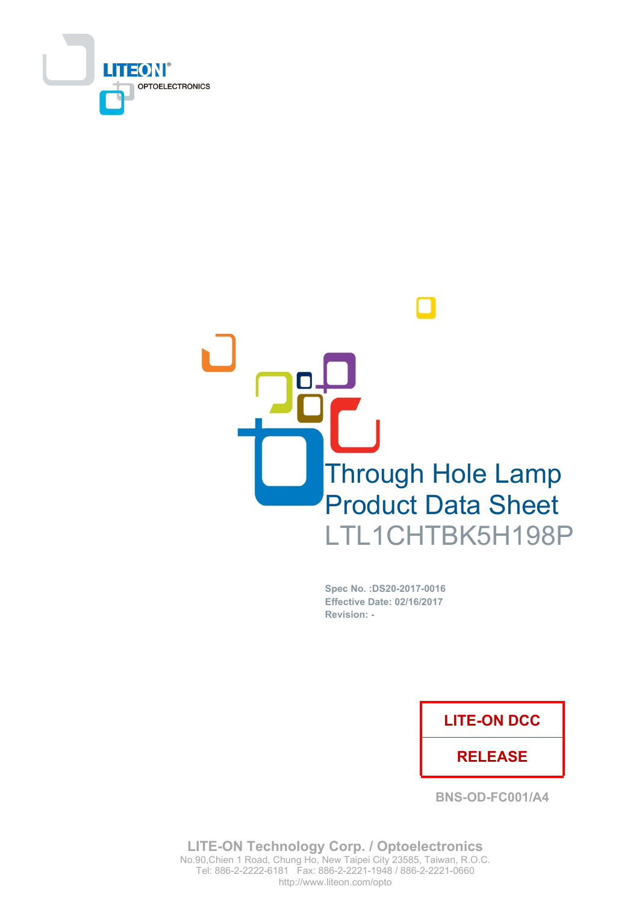LITEON OPTOELECTRONICS

# Through Hole Lamp Product Data Sheet

## LTL1CHTBK5H198P

**Spec No. :DS20-2017-0016**
**Effective Date: 02/16/2017**
**Revision: -**

| LITE-ON DCC |
| --- |
| RELEASE |

BNS-OD-FC001/A4

**LITE-ON Technology Corp. / Optoelectronics**
No.90,Chien 1 Road, Chung Ho, New Taipei City 23585, Taiwan, R.O.C.
Tel: 886-2-2222-6181 Fax: 886-2-2221-1948 / 886-2-2221-0660
http://www.liteon.com/opto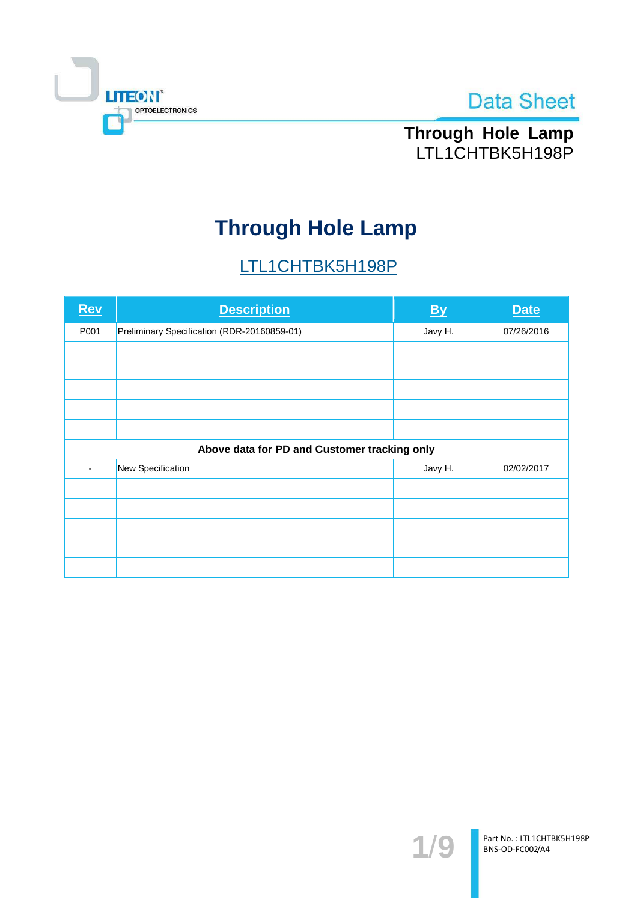# Through Hole Lamp

## LTL1CHTBK5H198P

| Rev | Description | By | Date |
|---|---|---|---|
| P001 | Preliminary Specification (RDR-20160859-01) | Javy H. | 07/26/2016 |
| | | | |
| | | | |
| | | | |
| | | | |
| | | | |
| **Above data for PD and Customer tracking only** | | | |
| - | New Specification | Javy H. | 02/02/2017 |
| | | | |
| | | | |
| | | | |
| | | | |
| | | | |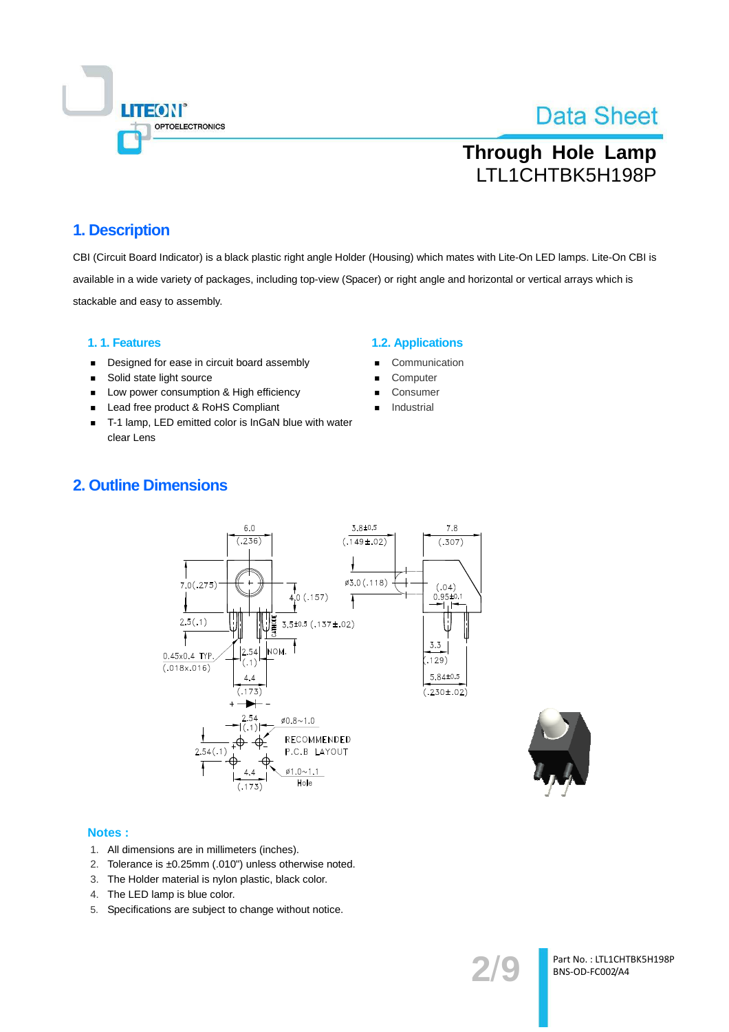# Through Hole Lamp
LTL1CHTBK5H198P

## 1. Description

CBI (Circuit Board Indicator) is a black plastic right angle Holder (Housing) which mates with Lite-On LED lamps. Lite-On CBI is available in a wide variety of packages, including top-view (Spacer) or right angle and horizontal or vertical arrays which is stackable and easy to assembly.

### 1. 1. Features

- Designed for ease in circuit board assembly
- Solid state light source
- Low power consumption & High efficiency
- Lead free product & RoHS Compliant
- T-1 lamp, LED emitted color is InGaN blue with water clear Lens

### 1.2. Applications

- Communication
- Computer
- Consumer
- Industrial

## 2. Outline Dimensions

### Notes :

1. All dimensions are in millimeters (inches).
2. Tolerance is ±0.25mm (.010") unless otherwise noted.
3. The Holder material is nylon plastic, black color.
4. The LED lamp is blue color.
5. Specifications are subject to change without notice.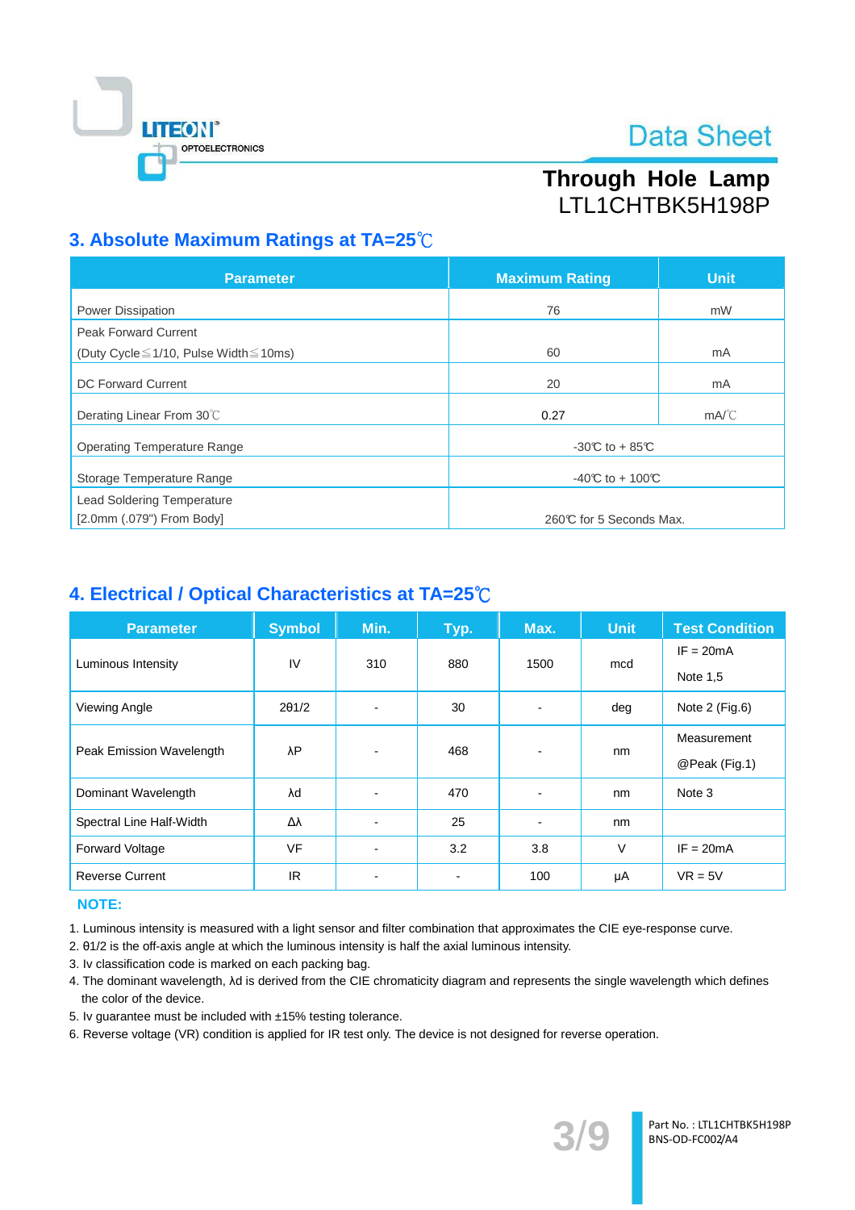## 3. Absolute Maximum Ratings at TA=25℃

| Parameter | Maximum Rating | Unit |
|---|---|---|
| Power Dissipation | 76 | mW |
| Peak Forward Current (Duty Cycle≦1/10, Pulse Width≦10ms) | 60 | mA |
| DC Forward Current | 20 | mA |
| Derating Linear From 30℃ | 0.27 | mA/℃ |
| Operating Temperature Range | -30℃ to + 85℃ | |
| Storage Temperature Range | -40℃ to + 100℃ | |
| Lead Soldering Temperature [2.0mm (.079") From Body] | 260℃ for 5 Seconds Max. | |

## 4. Electrical / Optical Characteristics at TA=25℃

| Parameter | Symbol | Min. | Typ. | Max. | Unit | Test Condition |
|---|---|---|---|---|---|---|
| Luminous Intensity | IV | 310 | 880 | 1500 | mcd | IF = 20mA Note 1,5 |
| Viewing Angle | 2θ1/2 | - | 30 | - | deg | Note 2 (Fig.6) |
| Peak Emission Wavelength | λP | - | 468 | - | nm | Measurement @Peak (Fig.1) |
| Dominant Wavelength | λd | - | 470 | - | nm | Note 3 |
| Spectral Line Half-Width | Δλ | - | 25 | - | nm | |
| Forward Voltage | VF | - | 3.2 | 3.8 | V | IF = 20mA |
| Reverse Current | IR | - | - | 100 | μA | VR = 5V |

**NOTE:**

1. Luminous intensity is measured with a light sensor and filter combination that approximates the CIE eye-response curve.
2. θ1/2 is the off-axis angle at which the luminous intensity is half the axial luminous intensity.
3. Iv classification code is marked on each packing bag.
4. The dominant wavelength, λd is derived from the CIE chromaticity diagram and represents the single wavelength which defines the color of the device.
5. Iv guarantee must be included with ±15% testing tolerance.
6. Reverse voltage (VR) condition is applied for IR test only. The device is not designed for reverse operation.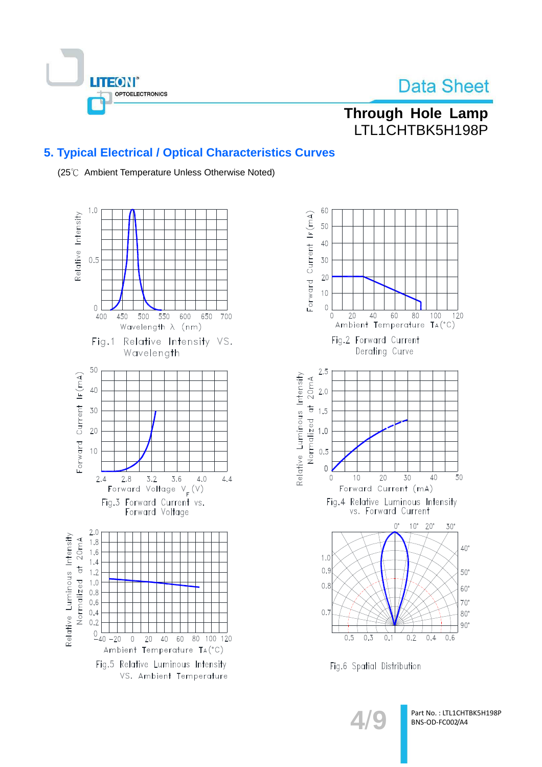## 5. Typical Electrical / Optical Characteristics Curves

(25℃ Ambient Temperature Unless Otherwise Noted)

Fig.1 Relative Intensity VS. Wavelength

Fig.2 Forward Current Derating Curve

Fig.3 Forward Current vs. Forward Voltage

Fig.4 Relative Luminous Intensity vs. Forward Current

Fig.5 Relative Luminous Intensity VS. Ambient Temperature

Fig.6 Spatial Distribution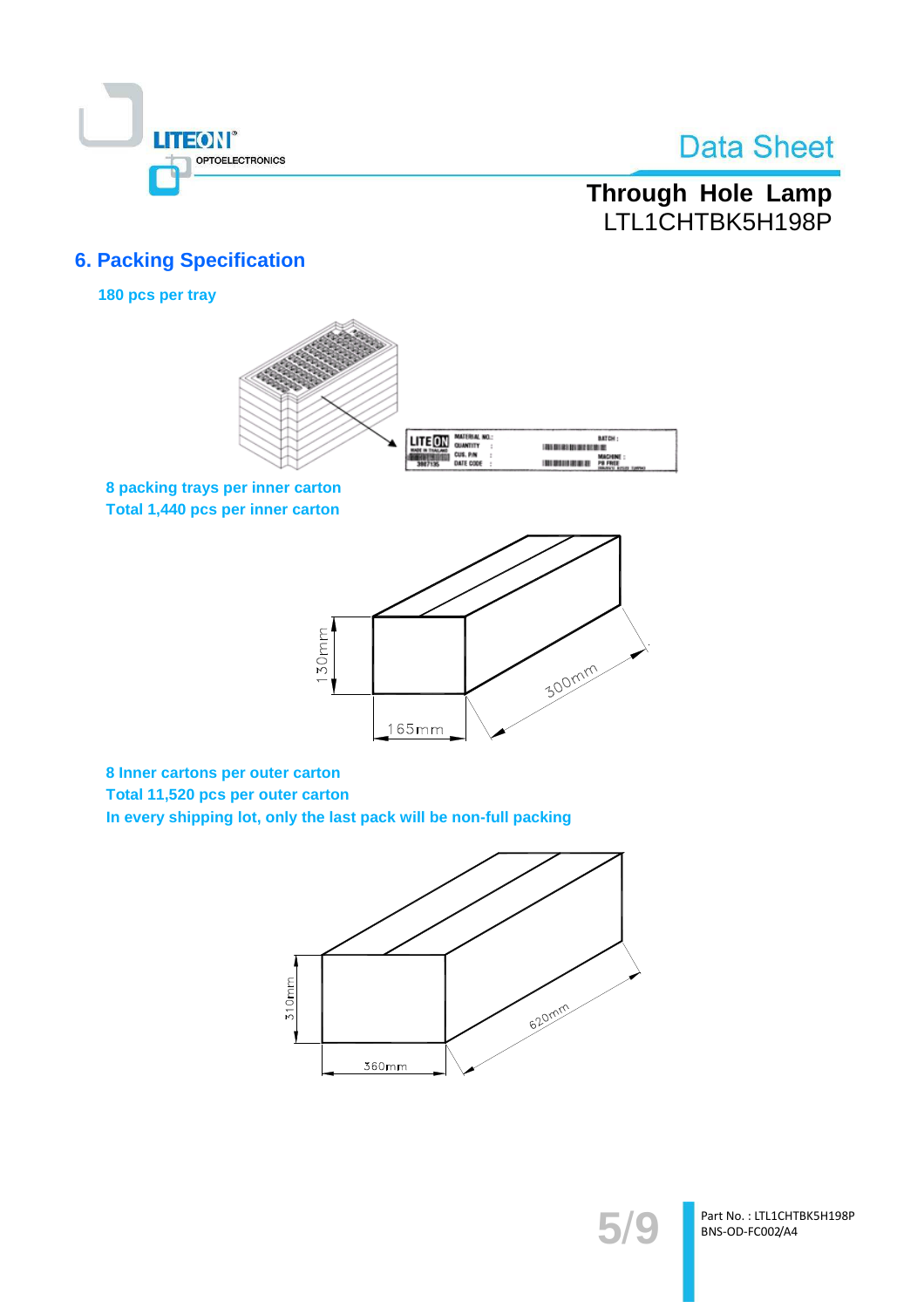## 6. Packing Specification

**180 pcs per tray**

**8 packing trays per inner carton**
**Total 1,440 pcs per inner carton**

130mm

165mm

300mm

**8 Inner cartons per outer carton**
**Total 11,520 pcs per outer carton**
**In every shipping lot, only the last pack will be non-full packing**

310mm

360mm

620mm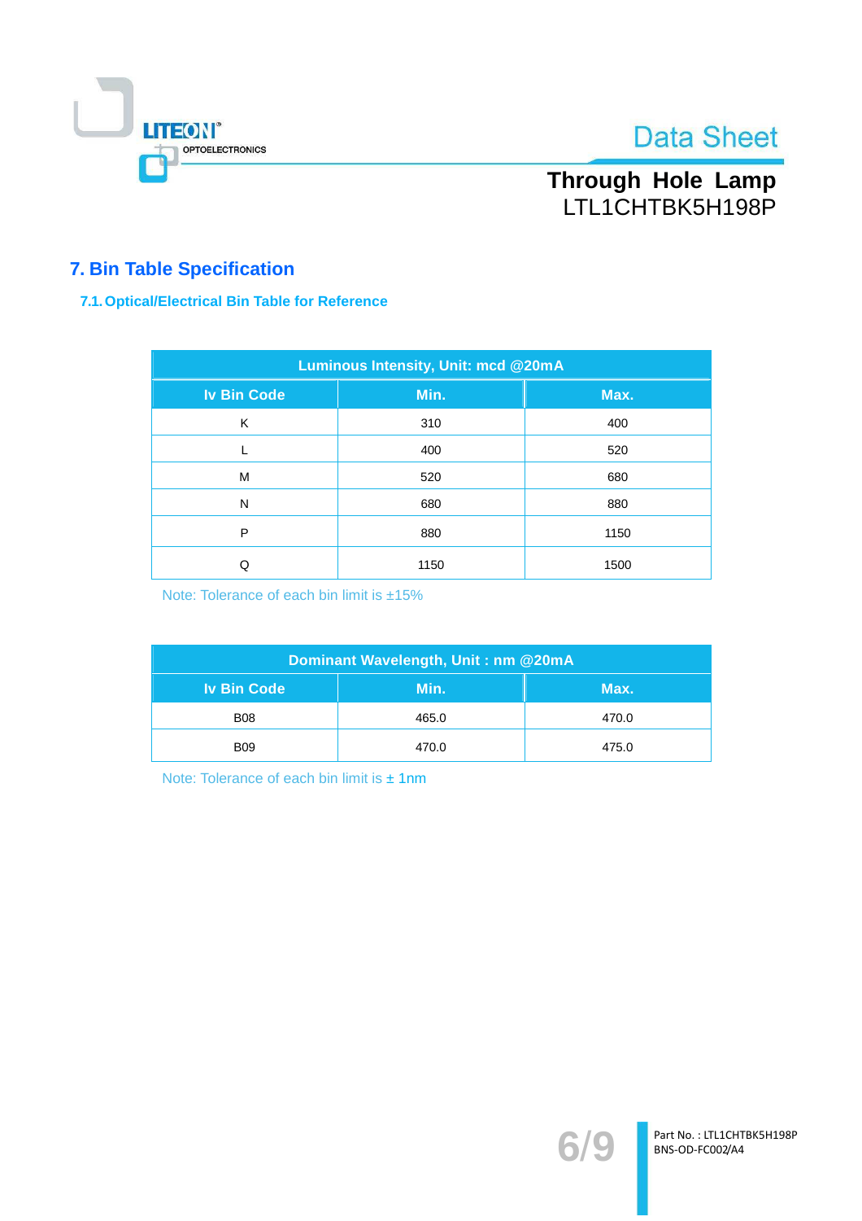## 7. Bin Table Specification

### 7.1. Optical/Electrical Bin Table for Reference

| Luminous Intensity, Unit: mcd @20mA | | |
|---|---|---|
| **Iv Bin Code** | **Min.** | **Max.** |
| K | 310 | 400 |
| L | 400 | 520 |
| M | 520 | 680 |
| N | 680 | 880 |
| P | 880 | 1150 |
| Q | 1150 | 1500 |

Note: Tolerance of each bin limit is ±15%

| Dominant Wavelength, Unit : nm @20mA | | |
|---|---|---|
| **Iv Bin Code** | **Min.** | **Max.** |
| B08 | 465.0 | 470.0 |
| B09 | 470.0 | 475.0 |

Note: Tolerance of each bin limit is ± 1nm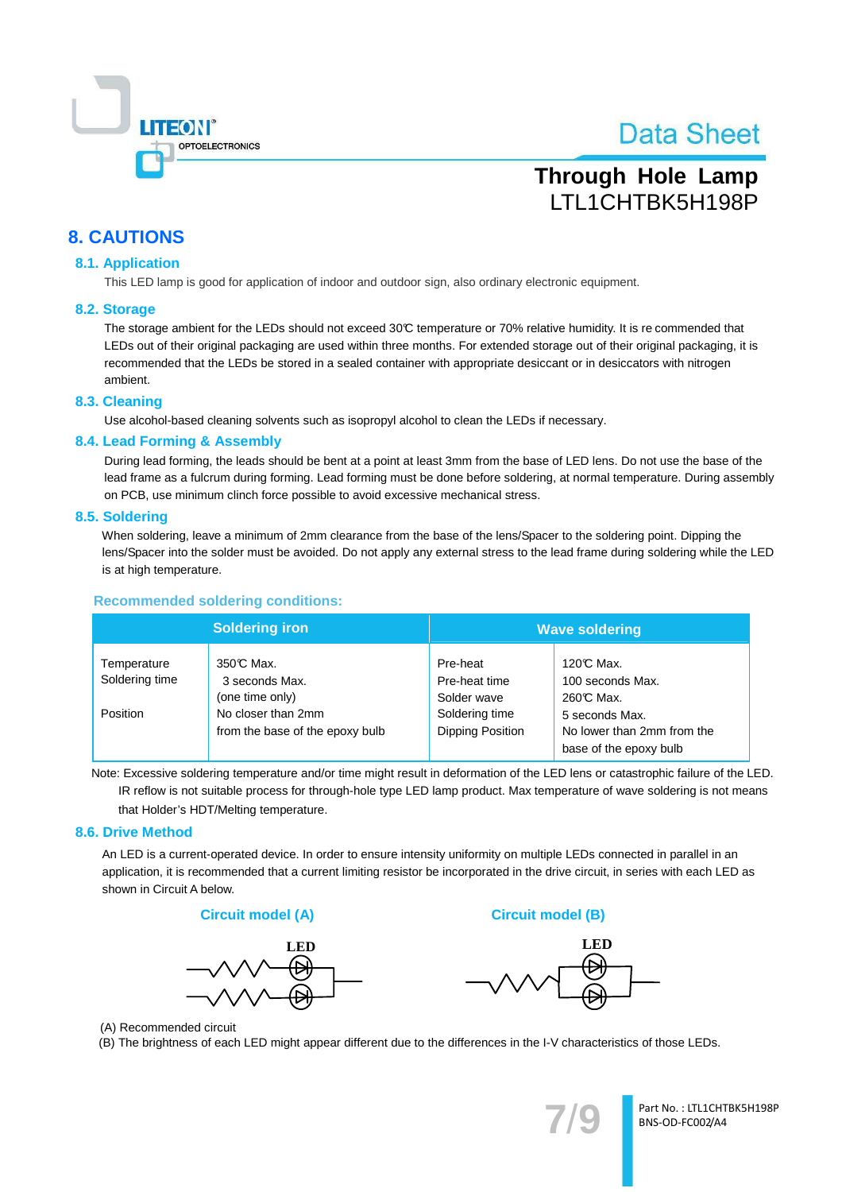# 8. CAUTIONS

## 8.1. Application

This LED lamp is good for application of indoor and outdoor sign, also ordinary electronic equipment.

## 8.2. Storage

The storage ambient for the LEDs should not exceed 30℃ temperature or 70% relative humidity. It is re commended that LEDs out of their original packaging are used within three months. For extended storage out of their original packaging, it is recommended that the LEDs be stored in a sealed container with appropriate desiccant or in desiccators with nitrogen ambient.

## 8.3. Cleaning

Use alcohol-based cleaning solvents such as isopropyl alcohol to clean the LEDs if necessary.

## 8.4. Lead Forming & Assembly

During lead forming, the leads should be bent at a point at least 3mm from the base of LED lens. Do not use the base of the lead frame as a fulcrum during forming. Lead forming must be done before soldering, at normal temperature. During assembly on PCB, use minimum clinch force possible to avoid excessive mechanical stress.

## 8.5. Soldering

When soldering, leave a minimum of 2mm clearance from the base of the lens/Spacer to the soldering point. Dipping the lens/Spacer into the solder must be avoided. Do not apply any external stress to the lead frame during soldering while the LED is at high temperature.

### Recommended soldering conditions:

| Soldering iron | | Wave soldering | |
|---|---|---|---|
| Temperature<br>Soldering time<br><br>Position | 350℃ Max.<br>3 seconds Max.<br>(one time only)<br>No closer than 2mm<br>from the base of the epoxy bulb | Pre-heat<br>Pre-heat time<br>Solder wave<br>Soldering time<br>Dipping Position | 120℃ Max.<br>100 seconds Max.<br>260℃ Max.<br>5 seconds Max.<br>No lower than 2mm from the base of the epoxy bulb |

Note: Excessive soldering temperature and/or time might result in deformation of the LED lens or catastrophic failure of the LED. IR reflow is not suitable process for through-hole type LED lamp product. Max temperature of wave soldering is not means that Holder's HDT/Melting temperature.

## 8.6. Drive Method

An LED is a current-operated device. In order to ensure intensity uniformity on multiple LEDs connected in parallel in an application, it is recommended that a current limiting resistor be incorporated in the drive circuit, in series with each LED as shown in Circuit A below.

Circuit model (A) | Circuit model (B)

(A) Recommended circuit

(B) The brightness of each LED might appear different due to the differences in the I-V characteristics of those LEDs.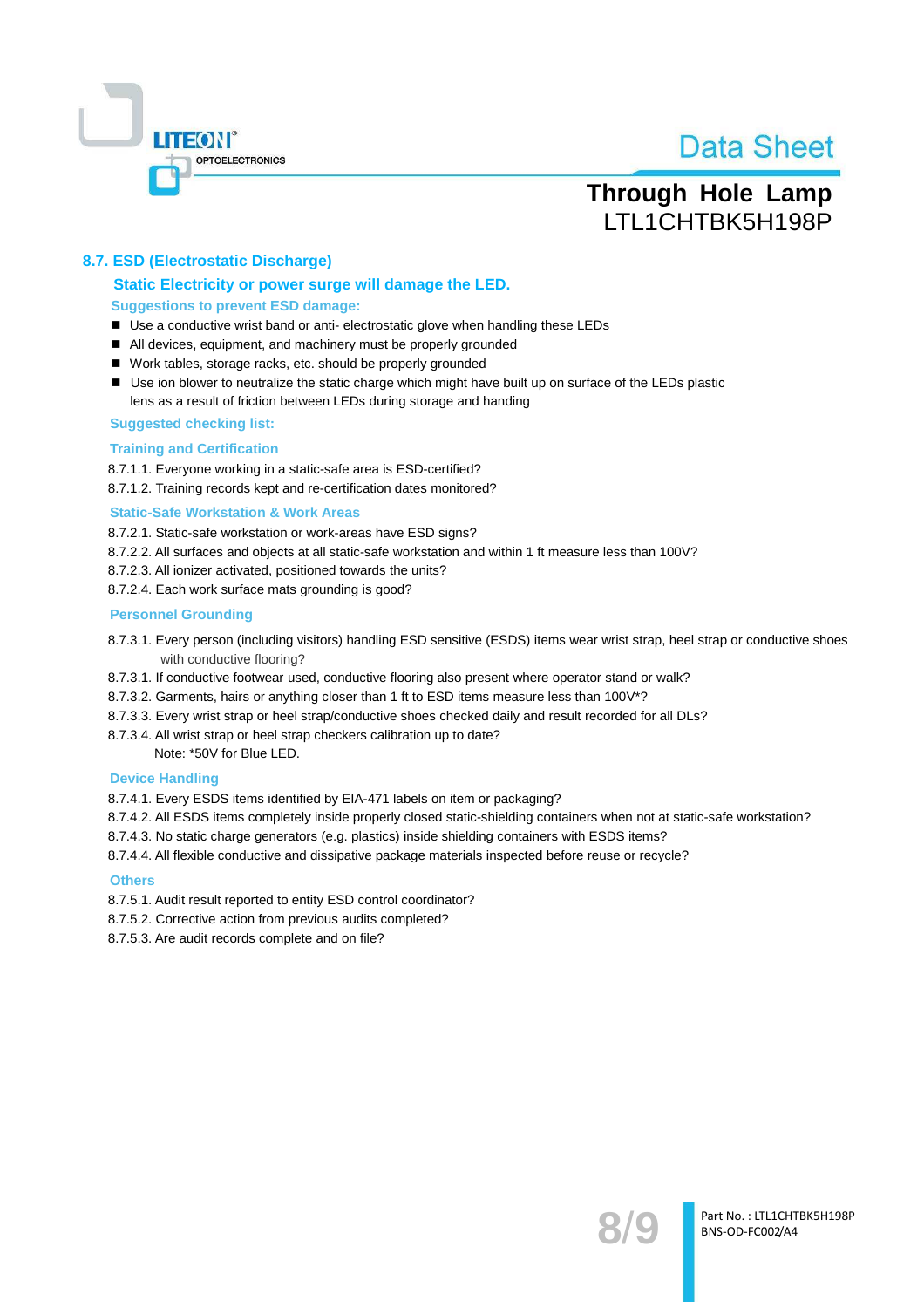## 8.7. ESD (Electrostatic Discharge)

### Static Electricity or power surge will damage the LED.

**Suggestions to prevent ESD damage:**

- Use a conductive wrist band or anti- electrostatic glove when handling these LEDs
- All devices, equipment, and machinery must be properly grounded
- Work tables, storage racks, etc. should be properly grounded
- Use ion blower to neutralize the static charge which might have built up on surface of the LEDs plastic lens as a result of friction between LEDs during storage and handing

**Suggested checking list:**

**Training and Certification**

8.7.1.1. Everyone working in a static-safe area is ESD-certified?
8.7.1.2. Training records kept and re-certification dates monitored?

**Static-Safe Workstation & Work Areas**

8.7.2.1. Static-safe workstation or work-areas have ESD signs?
8.7.2.2. All surfaces and objects at all static-safe workstation and within 1 ft measure less than 100V?
8.7.2.3. All ionizer activated, positioned towards the units?
8.7.2.4. Each work surface mats grounding is good?

**Personnel Grounding**

8.7.3.1. Every person (including visitors) handling ESD sensitive (ESDS) items wear wrist strap, heel strap or conductive shoes with conductive flooring?
8.7.3.1. If conductive footwear used, conductive flooring also present where operator stand or walk?
8.7.3.2. Garments, hairs or anything closer than 1 ft to ESD items measure less than 100V*?
8.7.3.3. Every wrist strap or heel strap/conductive shoes checked daily and result recorded for all DLs?
8.7.3.4. All wrist strap or heel strap checkers calibration up to date?
Note: *50V for Blue LED.

**Device Handling**

8.7.4.1. Every ESDS items identified by EIA-471 labels on item or packaging?
8.7.4.2. All ESDS items completely inside properly closed static-shielding containers when not at static-safe workstation?
8.7.4.3. No static charge generators (e.g. plastics) inside shielding containers with ESDS items?
8.7.4.4. All flexible conductive and dissipative package materials inspected before reuse or recycle?

**Others**

8.7.5.1. Audit result reported to entity ESD control coordinator?
8.7.5.2. Corrective action from previous audits completed?
8.7.5.3. Are audit records complete and on file?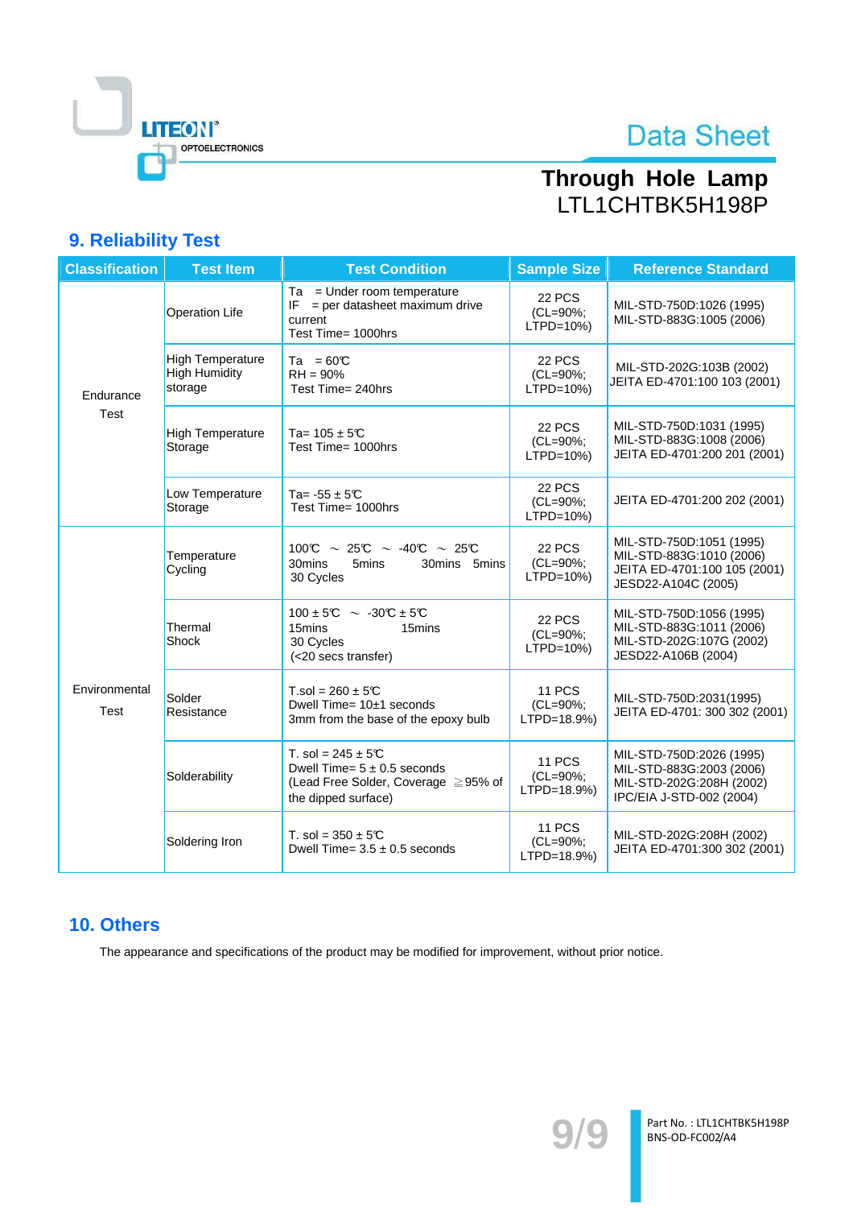## 9. Reliability Test

| Classification | Test Item | Test Condition | Sample Size | Reference Standard |
|---|---|---|---|---|
| Endurance Test | Operation Life | Ta = Under room temperature<br>IF = per datasheet maximum drive current<br>Test Time= 1000hrs | 22 PCS (CL=90%; LTPD=10%) | MIL-STD-750D:1026 (1995)<br>MIL-STD-883G:1005 (2006) |
| | High Temperature High Humidity storage | Ta = 60℃<br>RH = 90%<br>Test Time= 240hrs | 22 PCS (CL=90%; LTPD=10%) | MIL-STD-202G:103B (2002)<br>JEITA ED-4701:100 103 (2001) |
| | High Temperature Storage | Ta= 105 ± 5℃<br>Test Time= 1000hrs | 22 PCS (CL=90%; LTPD=10%) | MIL-STD-750D:1031 (1995)<br>MIL-STD-883G:1008 (2006)<br>JEITA ED-4701:200 201 (2001) |
| | Low Temperature Storage | Ta= -55 ± 5℃<br>Test Time= 1000hrs | 22 PCS (CL=90%; LTPD=10%) | JEITA ED-4701:200 202 (2001) |
| Environmental Test | Temperature Cycling | 100℃ ~ 25℃ ~ -40℃ ~ 25℃<br>30mins 5mins 30mins 5mins<br>30 Cycles | 22 PCS (CL=90%; LTPD=10%) | MIL-STD-750D:1051 (1995)<br>MIL-STD-883G:1010 (2006)<br>JEITA ED-4701:100 105 (2001)<br>JESD22-A104C (2005) |
| | Thermal Shock | 100 ± 5℃ ~ -30℃ ± 5℃<br>15mins 15mins<br>30 Cycles<br>(<20 secs transfer) | 22 PCS (CL=90%; LTPD=10%) | MIL-STD-750D:1056 (1995)<br>MIL-STD-883G:1011 (2006)<br>MIL-STD-202G:107G (2002)<br>JESD22-A106B (2004) |
| | Solder Resistance | T.sol = 260 ± 5℃<br>Dwell Time= 10±1 seconds<br>3mm from the base of the epoxy bulb | 11 PCS (CL=90%; LTPD=18.9%) | MIL-STD-750D:2031(1995)<br>JEITA ED-4701: 300 302 (2001) |
| | Solderability | T. sol = 245 ± 5℃<br>Dwell Time= 5 ± 0.5 seconds<br>(Lead Free Solder, Coverage ≧95% of the dipped surface) | 11 PCS (CL=90%; LTPD=18.9%) | MIL-STD-750D:2026 (1995)<br>MIL-STD-883G:2003 (2006)<br>MIL-STD-202G:208H (2002)<br>IPC/EIA J-STD-002 (2004) |
| | Soldering Iron | T. sol = 350 ± 5℃<br>Dwell Time= 3.5 ± 0.5 seconds | 11 PCS (CL=90%; LTPD=18.9%) | MIL-STD-202G:208H (2002)<br>JEITA ED-4701:300 302 (2001) |

## 10. Others

The appearance and specifications of the product may be modified for improvement, without prior notice.